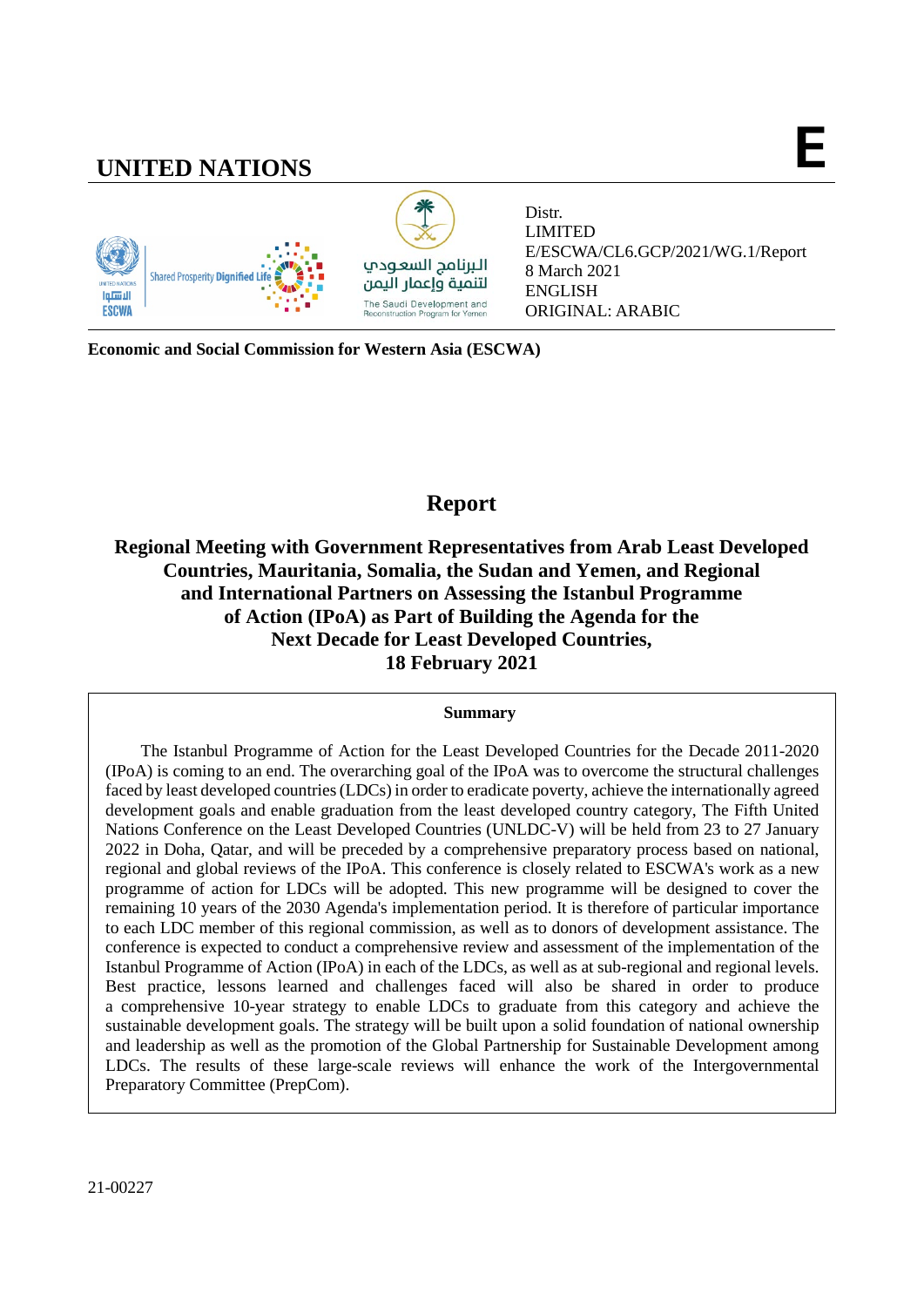# UNITED NATIONS

**E**

Distr.
LIMITED
E/ESCWA/CL6.GCP/2021/WG.1/Report
8 March 2021
ENGLISH
ORIGINAL: ARABIC

البرنامج السعودي
لتنمية وإعمار اليمن
The Saudi Development and Reconstruction Program for Yemen

**Economic and Social Commission for Western Asia (ESCWA)**

## Report

### Regional Meeting with Government Representatives from Arab Least Developed Countries, Mauritania, Somalia, the Sudan and Yemen, and Regional and International Partners on Assessing the Istanbul Programme of Action (IPoA) as Part of Building the Agenda for the Next Decade for Least Developed Countries, 18 February 2021

**Summary**

The Istanbul Programme of Action for the Least Developed Countries for the Decade 2011-2020 (IPoA) is coming to an end. The overarching goal of the IPoA was to overcome the structural challenges faced by least developed countries (LDCs) in order to eradicate poverty, achieve the internationally agreed development goals and enable graduation from the least developed country category, The Fifth United Nations Conference on the Least Developed Countries (UNLDC-V) will be held from 23 to 27 January 2022 in Doha, Qatar, and will be preceded by a comprehensive preparatory process based on national, regional and global reviews of the IPoA. This conference is closely related to ESCWA's work as a new programme of action for LDCs will be adopted. This new programme will be designed to cover the remaining 10 years of the 2030 Agenda's implementation period. It is therefore of particular importance to each LDC member of this regional commission, as well as to donors of development assistance. The conference is expected to conduct a comprehensive review and assessment of the implementation of the Istanbul Programme of Action (IPoA) in each of the LDCs, as well as at sub-regional and regional levels. Best practice, lessons learned and challenges faced will also be shared in order to produce a comprehensive 10-year strategy to enable LDCs to graduate from this category and achieve the sustainable development goals. The strategy will be built upon a solid foundation of national ownership and leadership as well as the promotion of the Global Partnership for Sustainable Development among LDCs. The results of these large-scale reviews will enhance the work of the Intergovernmental Preparatory Committee (PrepCom).

21-00227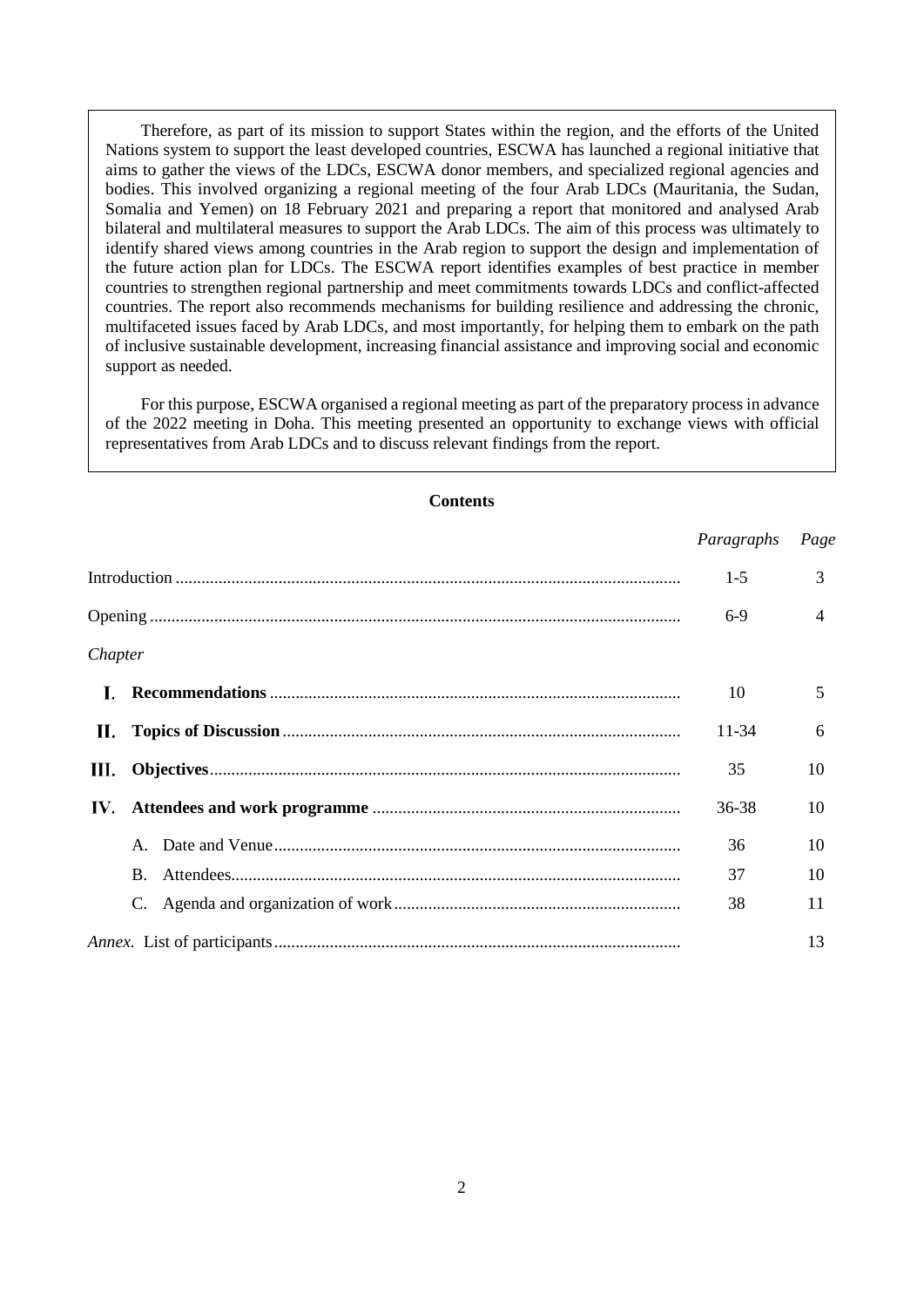Therefore, as part of its mission to support States within the region, and the efforts of the United Nations system to support the least developed countries, ESCWA has launched a regional initiative that aims to gather the views of the LDCs, ESCWA donor members, and specialized regional agencies and bodies. This involved organizing a regional meeting of the four Arab LDCs (Mauritania, the Sudan, Somalia and Yemen) on 18 February 2021 and preparing a report that monitored and analysed Arab bilateral and multilateral measures to support the Arab LDCs. The aim of this process was ultimately to identify shared views among countries in the Arab region to support the design and implementation of the future action plan for LDCs. The ESCWA report identifies examples of best practice in member countries to strengthen regional partnership and meet commitments towards LDCs and conflict-affected countries. The report also recommends mechanisms for building resilience and addressing the chronic, multifaceted issues faced by Arab LDCs, and most importantly, for helping them to embark on the path of inclusive sustainable development, increasing financial assistance and improving social and economic support as needed.

For this purpose, ESCWA organised a regional meeting as part of the preparatory process in advance of the 2022 meeting in Doha. This meeting presented an opportunity to exchange views with official representatives from Arab LDCs and to discuss relevant findings from the report.

**Contents**

| | *Paragraphs* | *Page* |
|---|---|---|
| Introduction | 1-5 | 3 |
| Opening | 6-9 | 4 |
| *Chapter* | | |
| I. **Recommendations** | 10 | 5 |
| II. **Topics of Discussion** | 11-34 | 6 |
| III. **Objectives** | 35 | 10 |
| IV. **Attendees and work programme** | 36-38 | 10 |
| A. Date and Venue | 36 | 10 |
| B. Attendees | 37 | 10 |
| C. Agenda and organization of work | 38 | 11 |
| *Annex.* List of participants | | 13 |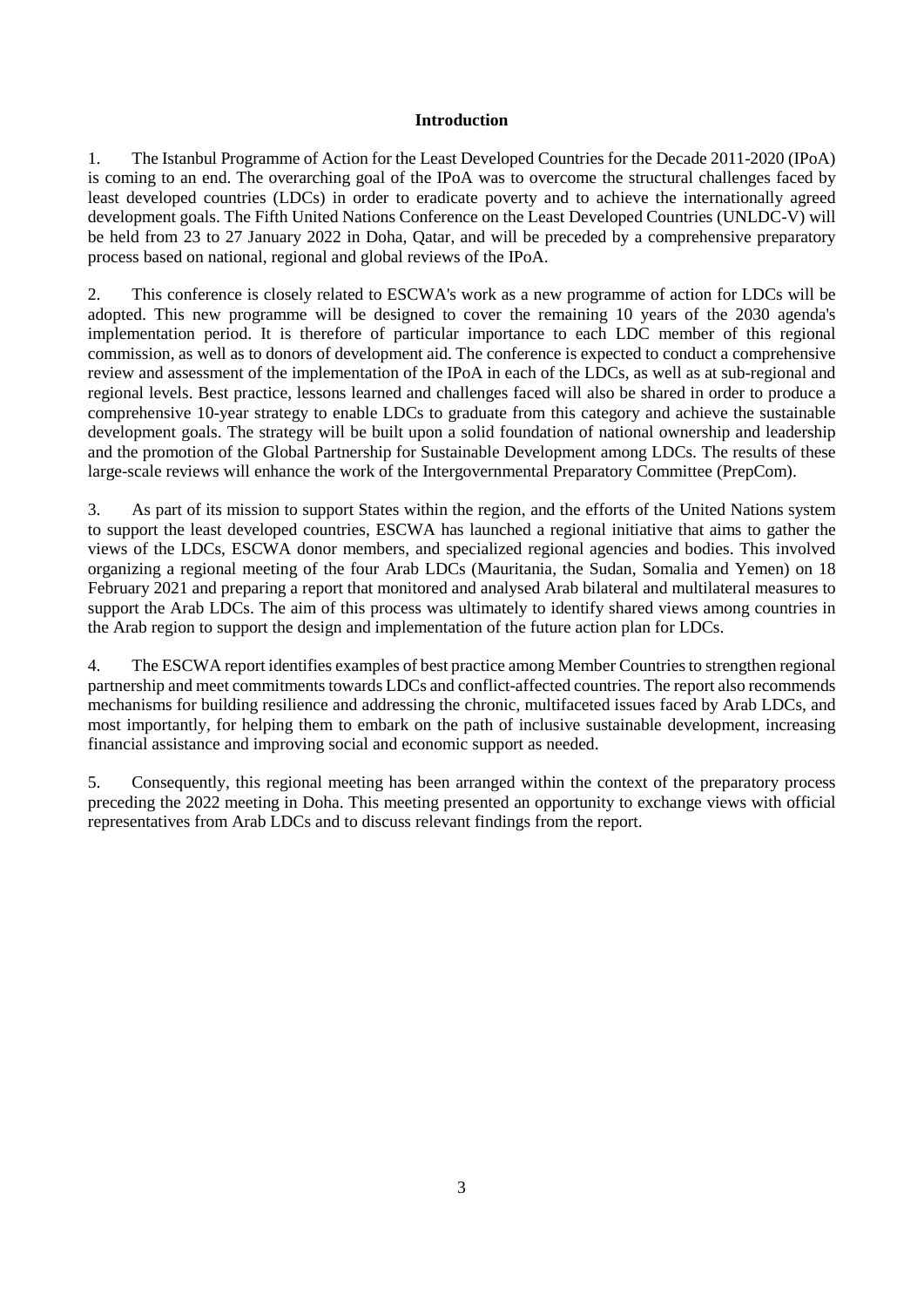## Introduction

1. The Istanbul Programme of Action for the Least Developed Countries for the Decade 2011-2020 (IPoA) is coming to an end. The overarching goal of the IPoA was to overcome the structural challenges faced by least developed countries (LDCs) in order to eradicate poverty and to achieve the internationally agreed development goals. The Fifth United Nations Conference on the Least Developed Countries (UNLDC-V) will be held from 23 to 27 January 2022 in Doha, Qatar, and will be preceded by a comprehensive preparatory process based on national, regional and global reviews of the IPoA.

2. This conference is closely related to ESCWA's work as a new programme of action for LDCs will be adopted. This new programme will be designed to cover the remaining 10 years of the 2030 agenda's implementation period. It is therefore of particular importance to each LDC member of this regional commission, as well as to donors of development aid. The conference is expected to conduct a comprehensive review and assessment of the implementation of the IPoA in each of the LDCs, as well as at sub-regional and regional levels. Best practice, lessons learned and challenges faced will also be shared in order to produce a comprehensive 10-year strategy to enable LDCs to graduate from this category and achieve the sustainable development goals. The strategy will be built upon a solid foundation of national ownership and leadership and the promotion of the Global Partnership for Sustainable Development among LDCs. The results of these large-scale reviews will enhance the work of the Intergovernmental Preparatory Committee (PrepCom).

3. As part of its mission to support States within the region, and the efforts of the United Nations system to support the least developed countries, ESCWA has launched a regional initiative that aims to gather the views of the LDCs, ESCWA donor members, and specialized regional agencies and bodies. This involved organizing a regional meeting of the four Arab LDCs (Mauritania, the Sudan, Somalia and Yemen) on 18 February 2021 and preparing a report that monitored and analysed Arab bilateral and multilateral measures to support the Arab LDCs. The aim of this process was ultimately to identify shared views among countries in the Arab region to support the design and implementation of the future action plan for LDCs.

4. The ESCWA report identifies examples of best practice among Member Countries to strengthen regional partnership and meet commitments towards LDCs and conflict-affected countries. The report also recommends mechanisms for building resilience and addressing the chronic, multifaceted issues faced by Arab LDCs, and most importantly, for helping them to embark on the path of inclusive sustainable development, increasing financial assistance and improving social and economic support as needed.

5. Consequently, this regional meeting has been arranged within the context of the preparatory process preceding the 2022 meeting in Doha. This meeting presented an opportunity to exchange views with official representatives from Arab LDCs and to discuss relevant findings from the report.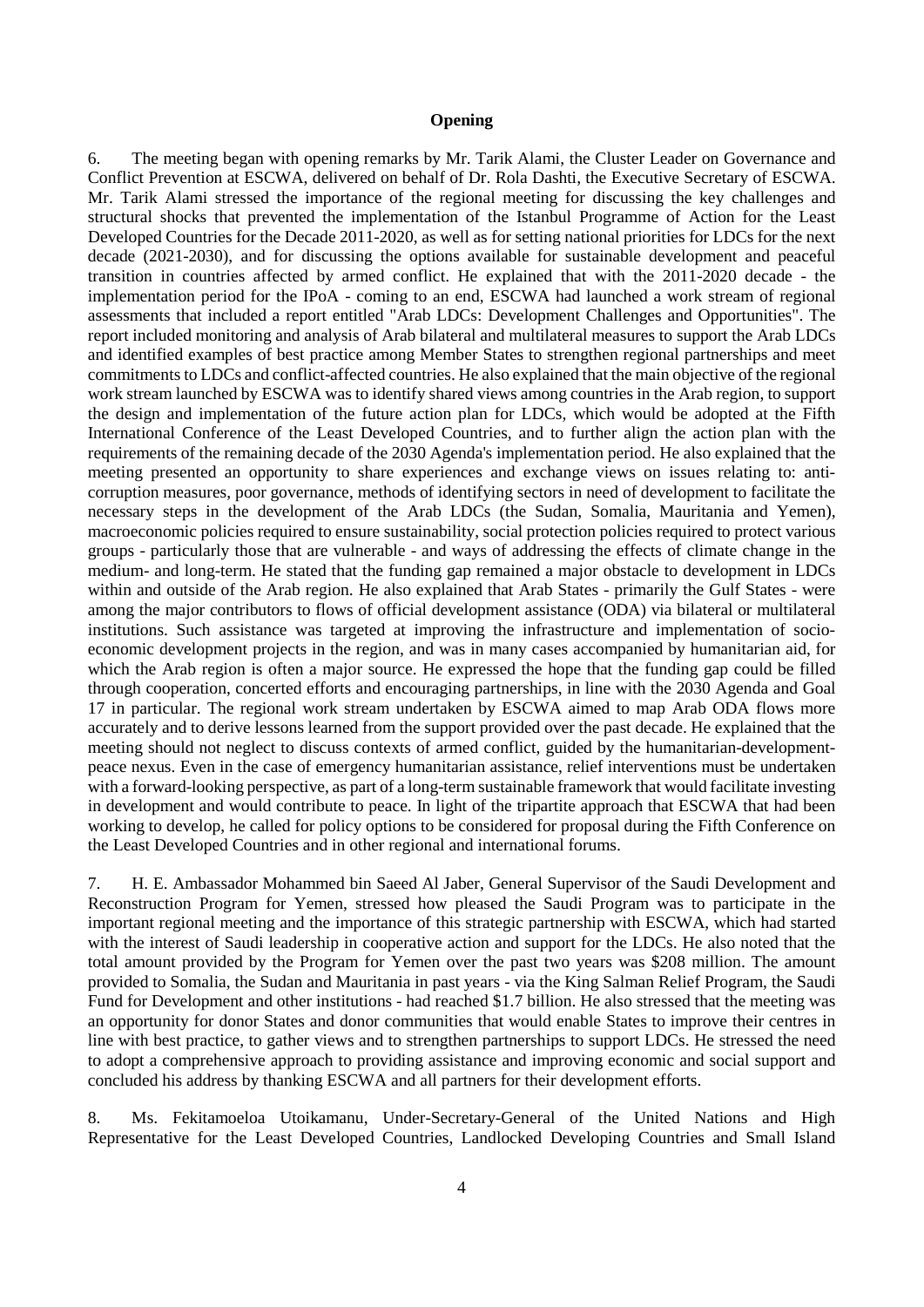**Opening**

6. The meeting began with opening remarks by Mr. Tarik Alami, the Cluster Leader on Governance and Conflict Prevention at ESCWA, delivered on behalf of Dr. Rola Dashti, the Executive Secretary of ESCWA. Mr. Tarik Alami stressed the importance of the regional meeting for discussing the key challenges and structural shocks that prevented the implementation of the Istanbul Programme of Action for the Least Developed Countries for the Decade 2011-2020, as well as for setting national priorities for LDCs for the next decade (2021-2030), and for discussing the options available for sustainable development and peaceful transition in countries affected by armed conflict. He explained that with the 2011-2020 decade - the implementation period for the IPoA - coming to an end, ESCWA had launched a work stream of regional assessments that included a report entitled "Arab LDCs: Development Challenges and Opportunities". The report included monitoring and analysis of Arab bilateral and multilateral measures to support the Arab LDCs and identified examples of best practice among Member States to strengthen regional partnerships and meet commitments to LDCs and conflict-affected countries. He also explained that the main objective of the regional work stream launched by ESCWA was to identify shared views among countries in the Arab region, to support the design and implementation of the future action plan for LDCs, which would be adopted at the Fifth International Conference of the Least Developed Countries, and to further align the action plan with the requirements of the remaining decade of the 2030 Agenda's implementation period. He also explained that the meeting presented an opportunity to share experiences and exchange views on issues relating to: anti-corruption measures, poor governance, methods of identifying sectors in need of development to facilitate the necessary steps in the development of the Arab LDCs (the Sudan, Somalia, Mauritania and Yemen), macroeconomic policies required to ensure sustainability, social protection policies required to protect various groups - particularly those that are vulnerable - and ways of addressing the effects of climate change in the medium- and long-term. He stated that the funding gap remained a major obstacle to development in LDCs within and outside of the Arab region. He also explained that Arab States - primarily the Gulf States - were among the major contributors to flows of official development assistance (ODA) via bilateral or multilateral institutions. Such assistance was targeted at improving the infrastructure and implementation of socio-economic development projects in the region, and was in many cases accompanied by humanitarian aid, for which the Arab region is often a major source. He expressed the hope that the funding gap could be filled through cooperation, concerted efforts and encouraging partnerships, in line with the 2030 Agenda and Goal 17 in particular. The regional work stream undertaken by ESCWA aimed to map Arab ODA flows more accurately and to derive lessons learned from the support provided over the past decade. He explained that the meeting should not neglect to discuss contexts of armed conflict, guided by the humanitarian-development-peace nexus. Even in the case of emergency humanitarian assistance, relief interventions must be undertaken with a forward-looking perspective, as part of a long-term sustainable framework that would facilitate investing in development and would contribute to peace. In light of the tripartite approach that ESCWA that had been working to develop, he called for policy options to be considered for proposal during the Fifth Conference on the Least Developed Countries and in other regional and international forums.

7. H. E. Ambassador Mohammed bin Saeed Al Jaber, General Supervisor of the Saudi Development and Reconstruction Program for Yemen, stressed how pleased the Saudi Program was to participate in the important regional meeting and the importance of this strategic partnership with ESCWA, which had started with the interest of Saudi leadership in cooperative action and support for the LDCs. He also noted that the total amount provided by the Program for Yemen over the past two years was \$208 million. The amount provided to Somalia, the Sudan and Mauritania in past years - via the King Salman Relief Program, the Saudi Fund for Development and other institutions - had reached \$1.7 billion. He also stressed that the meeting was an opportunity for donor States and donor communities that would enable States to improve their centres in line with best practice, to gather views and to strengthen partnerships to support LDCs. He stressed the need to adopt a comprehensive approach to providing assistance and improving economic and social support and concluded his address by thanking ESCWA and all partners for their development efforts.

8. Ms. Fekitamoeloa Utoikamanu, Under-Secretary-General of the United Nations and High Representative for the Least Developed Countries, Landlocked Developing Countries and Small Island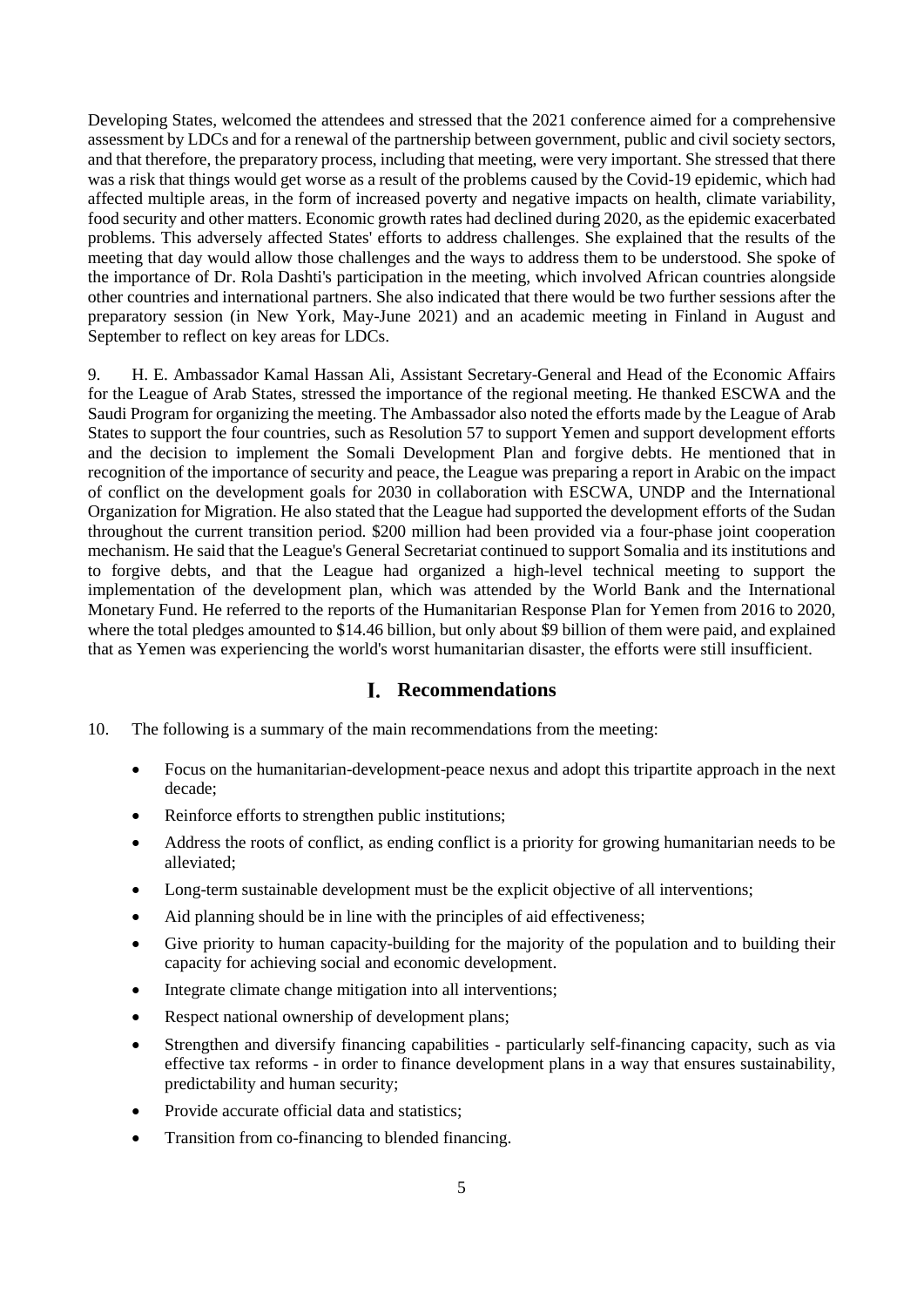Developing States, welcomed the attendees and stressed that the 2021 conference aimed for a comprehensive assessment by LDCs and for a renewal of the partnership between government, public and civil society sectors, and that therefore, the preparatory process, including that meeting, were very important. She stressed that there was a risk that things would get worse as a result of the problems caused by the Covid-19 epidemic, which had affected multiple areas, in the form of increased poverty and negative impacts on health, climate variability, food security and other matters. Economic growth rates had declined during 2020, as the epidemic exacerbated problems. This adversely affected States' efforts to address challenges. She explained that the results of the meeting that day would allow those challenges and the ways to address them to be understood. She spoke of the importance of Dr. Rola Dashti's participation in the meeting, which involved African countries alongside other countries and international partners. She also indicated that there would be two further sessions after the preparatory session (in New York, May-June 2021) and an academic meeting in Finland in August and September to reflect on key areas for LDCs.

9. H. E. Ambassador Kamal Hassan Ali, Assistant Secretary-General and Head of the Economic Affairs for the League of Arab States, stressed the importance of the regional meeting. He thanked ESCWA and the Saudi Program for organizing the meeting. The Ambassador also noted the efforts made by the League of Arab States to support the four countries, such as Resolution 57 to support Yemen and support development efforts and the decision to implement the Somali Development Plan and forgive debts. He mentioned that in recognition of the importance of security and peace, the League was preparing a report in Arabic on the impact of conflict on the development goals for 2030 in collaboration with ESCWA, UNDP and the International Organization for Migration. He also stated that the League had supported the development efforts of the Sudan throughout the current transition period. $200 million had been provided via a four-phase joint cooperation mechanism. He said that the League's General Secretariat continued to support Somalia and its institutions and to forgive debts, and that the League had organized a high-level technical meeting to support the implementation of the development plan, which was attended by the World Bank and the International Monetary Fund. He referred to the reports of the Humanitarian Response Plan for Yemen from 2016 to 2020, where the total pledges amounted to $14.46 billion, but only about $9 billion of them were paid, and explained that as Yemen was experiencing the world's worst humanitarian disaster, the efforts were still insufficient.

## I. Recommendations

10. The following is a summary of the main recommendations from the meeting:

- Focus on the humanitarian-development-peace nexus and adopt this tripartite approach in the next decade;
- Reinforce efforts to strengthen public institutions;
- Address the roots of conflict, as ending conflict is a priority for growing humanitarian needs to be alleviated;
- Long-term sustainable development must be the explicit objective of all interventions;
- Aid planning should be in line with the principles of aid effectiveness;
- Give priority to human capacity-building for the majority of the population and to building their capacity for achieving social and economic development.
- Integrate climate change mitigation into all interventions;
- Respect national ownership of development plans;
- Strengthen and diversify financing capabilities - particularly self-financing capacity, such as via effective tax reforms - in order to finance development plans in a way that ensures sustainability, predictability and human security;
- Provide accurate official data and statistics;
- Transition from co-financing to blended financing.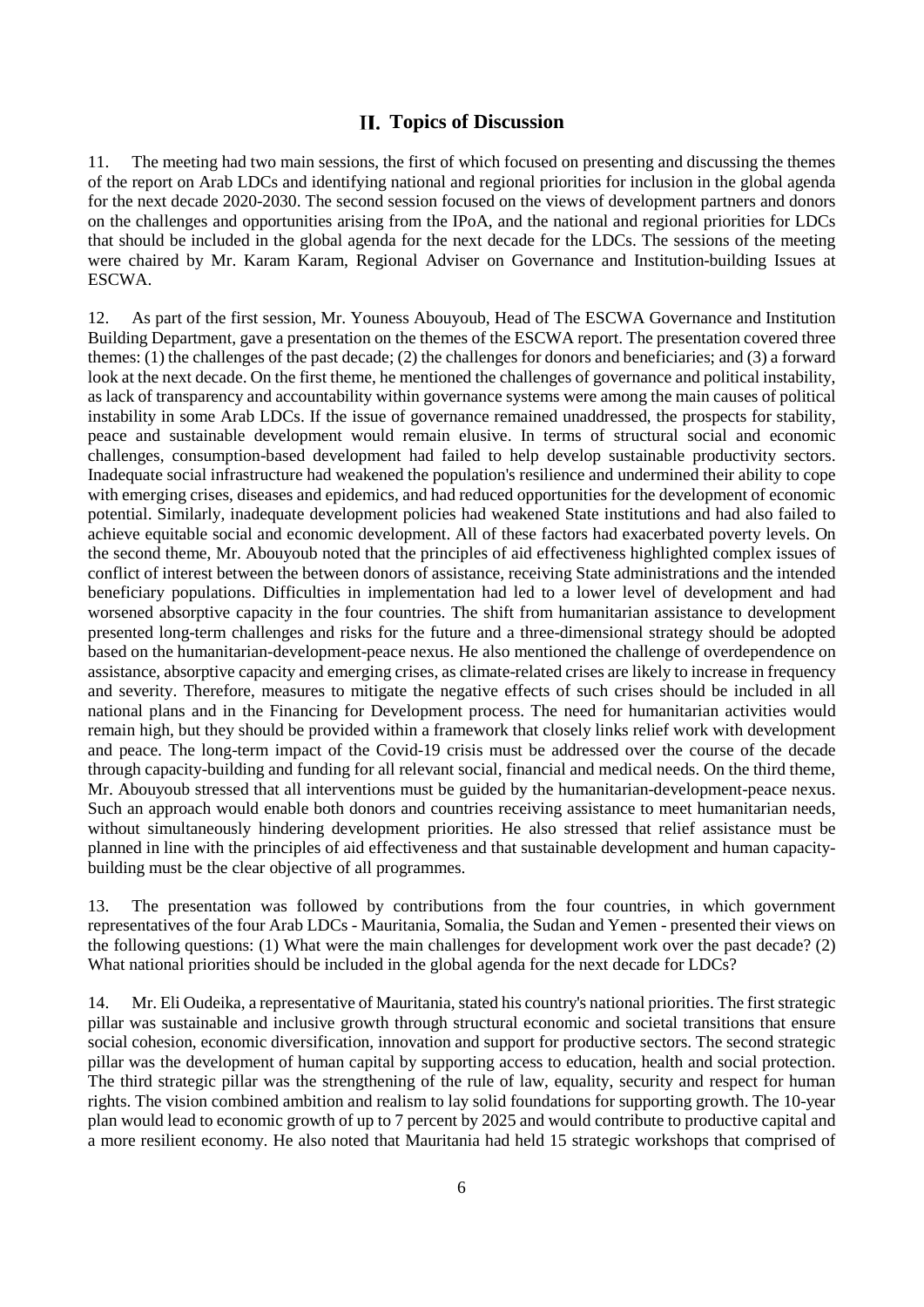## II. Topics of Discussion

11. The meeting had two main sessions, the first of which focused on presenting and discussing the themes of the report on Arab LDCs and identifying national and regional priorities for inclusion in the global agenda for the next decade 2020-2030. The second session focused on the views of development partners and donors on the challenges and opportunities arising from the IPoA, and the national and regional priorities for LDCs that should be included in the global agenda for the next decade for the LDCs. The sessions of the meeting were chaired by Mr. Karam Karam, Regional Adviser on Governance and Institution-building Issues at ESCWA.

12. As part of the first session, Mr. Youness Abouyoub, Head of The ESCWA Governance and Institution Building Department, gave a presentation on the themes of the ESCWA report. The presentation covered three themes: (1) the challenges of the past decade; (2) the challenges for donors and beneficiaries; and (3) a forward look at the next decade. On the first theme, he mentioned the challenges of governance and political instability, as lack of transparency and accountability within governance systems were among the main causes of political instability in some Arab LDCs. If the issue of governance remained unaddressed, the prospects for stability, peace and sustainable development would remain elusive. In terms of structural social and economic challenges, consumption-based development had failed to help develop sustainable productivity sectors. Inadequate social infrastructure had weakened the population's resilience and undermined their ability to cope with emerging crises, diseases and epidemics, and had reduced opportunities for the development of economic potential. Similarly, inadequate development policies had weakened State institutions and had also failed to achieve equitable social and economic development. All of these factors had exacerbated poverty levels. On the second theme, Mr. Abouyoub noted that the principles of aid effectiveness highlighted complex issues of conflict of interest between the between donors of assistance, receiving State administrations and the intended beneficiary populations. Difficulties in implementation had led to a lower level of development and had worsened absorptive capacity in the four countries. The shift from humanitarian assistance to development presented long-term challenges and risks for the future and a three-dimensional strategy should be adopted based on the humanitarian-development-peace nexus. He also mentioned the challenge of overdependence on assistance, absorptive capacity and emerging crises, as climate-related crises are likely to increase in frequency and severity. Therefore, measures to mitigate the negative effects of such crises should be included in all national plans and in the Financing for Development process. The need for humanitarian activities would remain high, but they should be provided within a framework that closely links relief work with development and peace. The long-term impact of the Covid-19 crisis must be addressed over the course of the decade through capacity-building and funding for all relevant social, financial and medical needs. On the third theme, Mr. Abouyoub stressed that all interventions must be guided by the humanitarian-development-peace nexus. Such an approach would enable both donors and countries receiving assistance to meet humanitarian needs, without simultaneously hindering development priorities. He also stressed that relief assistance must be planned in line with the principles of aid effectiveness and that sustainable development and human capacity-building must be the clear objective of all programmes.

13. The presentation was followed by contributions from the four countries, in which government representatives of the four Arab LDCs - Mauritania, Somalia, the Sudan and Yemen - presented their views on the following questions: (1) What were the main challenges for development work over the past decade? (2) What national priorities should be included in the global agenda for the next decade for LDCs?

14. Mr. Eli Oudeika, a representative of Mauritania, stated his country's national priorities. The first strategic pillar was sustainable and inclusive growth through structural economic and societal transitions that ensure social cohesion, economic diversification, innovation and support for productive sectors. The second strategic pillar was the development of human capital by supporting access to education, health and social protection. The third strategic pillar was the strengthening of the rule of law, equality, security and respect for human rights. The vision combined ambition and realism to lay solid foundations for supporting growth. The 10-year plan would lead to economic growth of up to 7 percent by 2025 and would contribute to productive capital and a more resilient economy. He also noted that Mauritania had held 15 strategic workshops that comprised of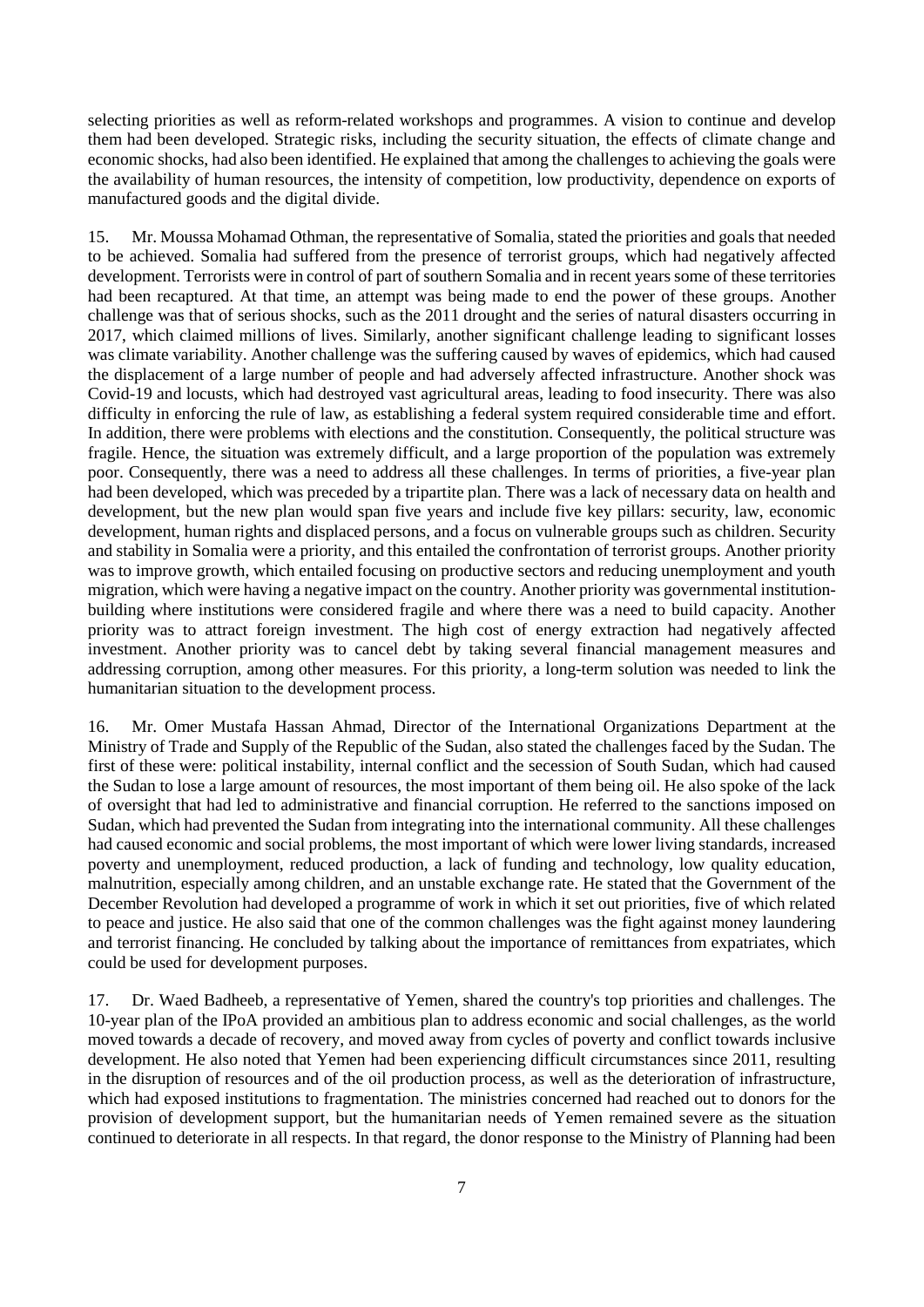selecting priorities as well as reform-related workshops and programmes. A vision to continue and develop them had been developed. Strategic risks, including the security situation, the effects of climate change and economic shocks, had also been identified. He explained that among the challenges to achieving the goals were the availability of human resources, the intensity of competition, low productivity, dependence on exports of manufactured goods and the digital divide.

15. Mr. Moussa Mohamad Othman, the representative of Somalia, stated the priorities and goals that needed to be achieved. Somalia had suffered from the presence of terrorist groups, which had negatively affected development. Terrorists were in control of part of southern Somalia and in recent years some of these territories had been recaptured. At that time, an attempt was being made to end the power of these groups. Another challenge was that of serious shocks, such as the 2011 drought and the series of natural disasters occurring in 2017, which claimed millions of lives. Similarly, another significant challenge leading to significant losses was climate variability. Another challenge was the suffering caused by waves of epidemics, which had caused the displacement of a large number of people and had adversely affected infrastructure. Another shock was Covid-19 and locusts, which had destroyed vast agricultural areas, leading to food insecurity. There was also difficulty in enforcing the rule of law, as establishing a federal system required considerable time and effort. In addition, there were problems with elections and the constitution. Consequently, the political structure was fragile. Hence, the situation was extremely difficult, and a large proportion of the population was extremely poor. Consequently, there was a need to address all these challenges. In terms of priorities, a five-year plan had been developed, which was preceded by a tripartite plan. There was a lack of necessary data on health and development, but the new plan would span five years and include five key pillars: security, law, economic development, human rights and displaced persons, and a focus on vulnerable groups such as children. Security and stability in Somalia were a priority, and this entailed the confrontation of terrorist groups. Another priority was to improve growth, which entailed focusing on productive sectors and reducing unemployment and youth migration, which were having a negative impact on the country. Another priority was governmental institution-building where institutions were considered fragile and where there was a need to build capacity. Another priority was to attract foreign investment. The high cost of energy extraction had negatively affected investment. Another priority was to cancel debt by taking several financial management measures and addressing corruption, among other measures. For this priority, a long-term solution was needed to link the humanitarian situation to the development process.

16. Mr. Omer Mustafa Hassan Ahmad, Director of the International Organizations Department at the Ministry of Trade and Supply of the Republic of the Sudan, also stated the challenges faced by the Sudan. The first of these were: political instability, internal conflict and the secession of South Sudan, which had caused the Sudan to lose a large amount of resources, the most important of them being oil. He also spoke of the lack of oversight that had led to administrative and financial corruption. He referred to the sanctions imposed on Sudan, which had prevented the Sudan from integrating into the international community. All these challenges had caused economic and social problems, the most important of which were lower living standards, increased poverty and unemployment, reduced production, a lack of funding and technology, low quality education, malnutrition, especially among children, and an unstable exchange rate. He stated that the Government of the December Revolution had developed a programme of work in which it set out priorities, five of which related to peace and justice. He also said that one of the common challenges was the fight against money laundering and terrorist financing. He concluded by talking about the importance of remittances from expatriates, which could be used for development purposes.

17. Dr. Waed Badheeb, a representative of Yemen, shared the country's top priorities and challenges. The 10-year plan of the IPoA provided an ambitious plan to address economic and social challenges, as the world moved towards a decade of recovery, and moved away from cycles of poverty and conflict towards inclusive development. He also noted that Yemen had been experiencing difficult circumstances since 2011, resulting in the disruption of resources and of the oil production process, as well as the deterioration of infrastructure, which had exposed institutions to fragmentation. The ministries concerned had reached out to donors for the provision of development support, but the humanitarian needs of Yemen remained severe as the situation continued to deteriorate in all respects. In that regard, the donor response to the Ministry of Planning had been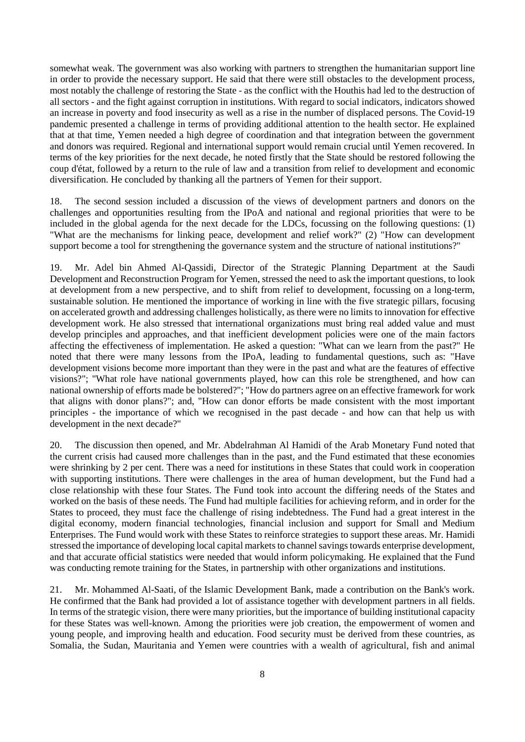somewhat weak. The government was also working with partners to strengthen the humanitarian support line in order to provide the necessary support. He said that there were still obstacles to the development process, most notably the challenge of restoring the State - as the conflict with the Houthis had led to the destruction of all sectors - and the fight against corruption in institutions. With regard to social indicators, indicators showed an increase in poverty and food insecurity as well as a rise in the number of displaced persons. The Covid-19 pandemic presented a challenge in terms of providing additional attention to the health sector. He explained that at that time, Yemen needed a high degree of coordination and that integration between the government and donors was required. Regional and international support would remain crucial until Yemen recovered. In terms of the key priorities for the next decade, he noted firstly that the State should be restored following the coup d'état, followed by a return to the rule of law and a transition from relief to development and economic diversification. He concluded by thanking all the partners of Yemen for their support.

18. The second session included a discussion of the views of development partners and donors on the challenges and opportunities resulting from the IPoA and national and regional priorities that were to be included in the global agenda for the next decade for the LDCs, focussing on the following questions: (1) "What are the mechanisms for linking peace, development and relief work?" (2) "How can development support become a tool for strengthening the governance system and the structure of national institutions?"

19. Mr. Adel bin Ahmed Al-Qassidi, Director of the Strategic Planning Department at the Saudi Development and Reconstruction Program for Yemen, stressed the need to ask the important questions, to look at development from a new perspective, and to shift from relief to development, focussing on a long-term, sustainable solution. He mentioned the importance of working in line with the five strategic pillars, focusing on accelerated growth and addressing challenges holistically, as there were no limits to innovation for effective development work. He also stressed that international organizations must bring real added value and must develop principles and approaches, and that inefficient development policies were one of the main factors affecting the effectiveness of implementation. He asked a question: "What can we learn from the past?" He noted that there were many lessons from the IPoA, leading to fundamental questions, such as: "Have development visions become more important than they were in the past and what are the features of effective visions?"; "What role have national governments played, how can this role be strengthened, and how can national ownership of efforts made be bolstered?"; "How do partners agree on an effective framework for work that aligns with donor plans?"; and, "How can donor efforts be made consistent with the most important principles - the importance of which we recognised in the past decade - and how can that help us with development in the next decade?"

20. The discussion then opened, and Mr. Abdelrahman Al Hamidi of the Arab Monetary Fund noted that the current crisis had caused more challenges than in the past, and the Fund estimated that these economies were shrinking by 2 per cent. There was a need for institutions in these States that could work in cooperation with supporting institutions. There were challenges in the area of human development, but the Fund had a close relationship with these four States. The Fund took into account the differing needs of the States and worked on the basis of these needs. The Fund had multiple facilities for achieving reform, and in order for the States to proceed, they must face the challenge of rising indebtedness. The Fund had a great interest in the digital economy, modern financial technologies, financial inclusion and support for Small and Medium Enterprises. The Fund would work with these States to reinforce strategies to support these areas. Mr. Hamidi stressed the importance of developing local capital markets to channel savings towards enterprise development, and that accurate official statistics were needed that would inform policymaking. He explained that the Fund was conducting remote training for the States, in partnership with other organizations and institutions.

21. Mr. Mohammed Al-Saati, of the Islamic Development Bank, made a contribution on the Bank's work. He confirmed that the Bank had provided a lot of assistance together with development partners in all fields. In terms of the strategic vision, there were many priorities, but the importance of building institutional capacity for these States was well-known. Among the priorities were job creation, the empowerment of women and young people, and improving health and education. Food security must be derived from these countries, as Somalia, the Sudan, Mauritania and Yemen were countries with a wealth of agricultural, fish and animal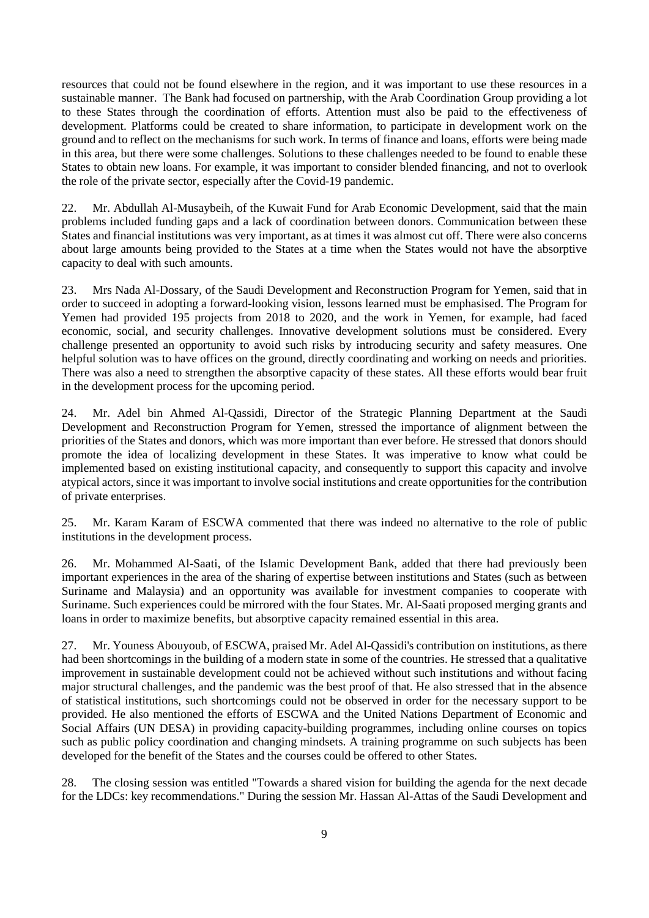resources that could not be found elsewhere in the region, and it was important to use these resources in a sustainable manner. The Bank had focused on partnership, with the Arab Coordination Group providing a lot to these States through the coordination of efforts. Attention must also be paid to the effectiveness of development. Platforms could be created to share information, to participate in development work on the ground and to reflect on the mechanisms for such work. In terms of finance and loans, efforts were being made in this area, but there were some challenges. Solutions to these challenges needed to be found to enable these States to obtain new loans. For example, it was important to consider blended financing, and not to overlook the role of the private sector, especially after the Covid-19 pandemic.

22. Mr. Abdullah Al-Musaybeih, of the Kuwait Fund for Arab Economic Development, said that the main problems included funding gaps and a lack of coordination between donors. Communication between these States and financial institutions was very important, as at times it was almost cut off. There were also concerns about large amounts being provided to the States at a time when the States would not have the absorptive capacity to deal with such amounts.

23. Mrs Nada Al-Dossary, of the Saudi Development and Reconstruction Program for Yemen, said that in order to succeed in adopting a forward-looking vision, lessons learned must be emphasised. The Program for Yemen had provided 195 projects from 2018 to 2020, and the work in Yemen, for example, had faced economic, social, and security challenges. Innovative development solutions must be considered. Every challenge presented an opportunity to avoid such risks by introducing security and safety measures. One helpful solution was to have offices on the ground, directly coordinating and working on needs and priorities. There was also a need to strengthen the absorptive capacity of these states. All these efforts would bear fruit in the development process for the upcoming period.

24. Mr. Adel bin Ahmed Al-Qassidi, Director of the Strategic Planning Department at the Saudi Development and Reconstruction Program for Yemen, stressed the importance of alignment between the priorities of the States and donors, which was more important than ever before. He stressed that donors should promote the idea of localizing development in these States. It was imperative to know what could be implemented based on existing institutional capacity, and consequently to support this capacity and involve atypical actors, since it was important to involve social institutions and create opportunities for the contribution of private enterprises.

25. Mr. Karam Karam of ESCWA commented that there was indeed no alternative to the role of public institutions in the development process.

26. Mr. Mohammed Al-Saati, of the Islamic Development Bank, added that there had previously been important experiences in the area of the sharing of expertise between institutions and States (such as between Suriname and Malaysia) and an opportunity was available for investment companies to cooperate with Suriname. Such experiences could be mirrored with the four States. Mr. Al-Saati proposed merging grants and loans in order to maximize benefits, but absorptive capacity remained essential in this area.

27. Mr. Youness Abouyoub, of ESCWA, praised Mr. Adel Al-Qassidi's contribution on institutions, as there had been shortcomings in the building of a modern state in some of the countries. He stressed that a qualitative improvement in sustainable development could not be achieved without such institutions and without facing major structural challenges, and the pandemic was the best proof of that. He also stressed that in the absence of statistical institutions, such shortcomings could not be observed in order for the necessary support to be provided. He also mentioned the efforts of ESCWA and the United Nations Department of Economic and Social Affairs (UN DESA) in providing capacity-building programmes, including online courses on topics such as public policy coordination and changing mindsets. A training programme on such subjects has been developed for the benefit of the States and the courses could be offered to other States.

28. The closing session was entitled "Towards a shared vision for building the agenda for the next decade for the LDCs: key recommendations." During the session Mr. Hassan Al-Attas of the Saudi Development and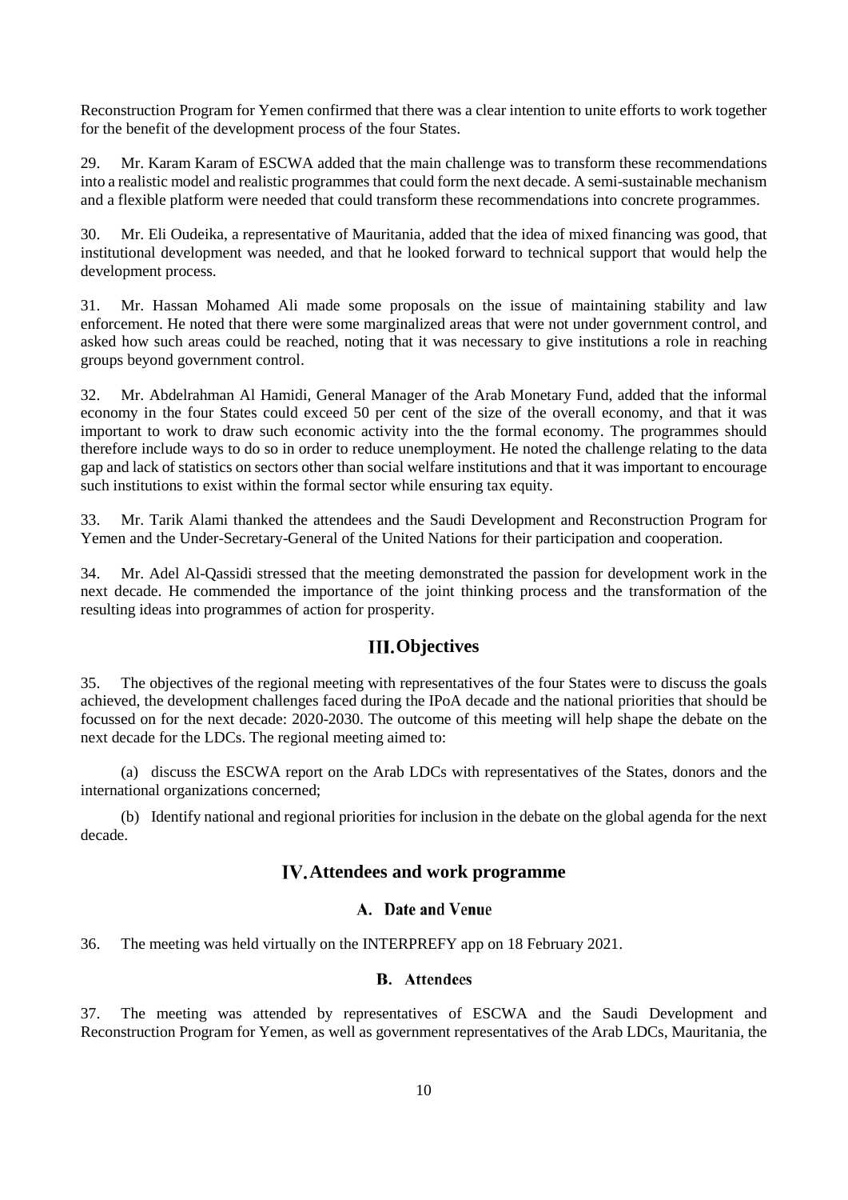Reconstruction Program for Yemen confirmed that there was a clear intention to unite efforts to work together for the benefit of the development process of the four States.

29. Mr. Karam Karam of ESCWA added that the main challenge was to transform these recommendations into a realistic model and realistic programmes that could form the next decade. A semi-sustainable mechanism and a flexible platform were needed that could transform these recommendations into concrete programmes.

30. Mr. Eli Oudeika, a representative of Mauritania, added that the idea of mixed financing was good, that institutional development was needed, and that he looked forward to technical support that would help the development process.

31. Mr. Hassan Mohamed Ali made some proposals on the issue of maintaining stability and law enforcement. He noted that there were some marginalized areas that were not under government control, and asked how such areas could be reached, noting that it was necessary to give institutions a role in reaching groups beyond government control.

32. Mr. Abdelrahman Al Hamidi, General Manager of the Arab Monetary Fund, added that the informal economy in the four States could exceed 50 per cent of the size of the overall economy, and that it was important to work to draw such economic activity into the the formal economy. The programmes should therefore include ways to do so in order to reduce unemployment. He noted the challenge relating to the data gap and lack of statistics on sectors other than social welfare institutions and that it was important to encourage such institutions to exist within the formal sector while ensuring tax equity.

33. Mr. Tarik Alami thanked the attendees and the Saudi Development and Reconstruction Program for Yemen and the Under-Secretary-General of the United Nations for their participation and cooperation.

34. Mr. Adel Al-Qassidi stressed that the meeting demonstrated the passion for development work in the next decade. He commended the importance of the joint thinking process and the transformation of the resulting ideas into programmes of action for prosperity.

## III. Objectives

35. The objectives of the regional meeting with representatives of the four States were to discuss the goals achieved, the development challenges faced during the IPoA decade and the national priorities that should be focussed on for the next decade: 2020-2030. The outcome of this meeting will help shape the debate on the next decade for the LDCs. The regional meeting aimed to:

(a) discuss the ESCWA report on the Arab LDCs with representatives of the States, donors and the international organizations concerned;

(b) Identify national and regional priorities for inclusion in the debate on the global agenda for the next decade.

## IV. Attendees and work programme

### A. Date and Venue

36. The meeting was held virtually on the INTERPREFY app on 18 February 2021.

### B. Attendees

37. The meeting was attended by representatives of ESCWA and the Saudi Development and Reconstruction Program for Yemen, as well as government representatives of the Arab LDCs, Mauritania, the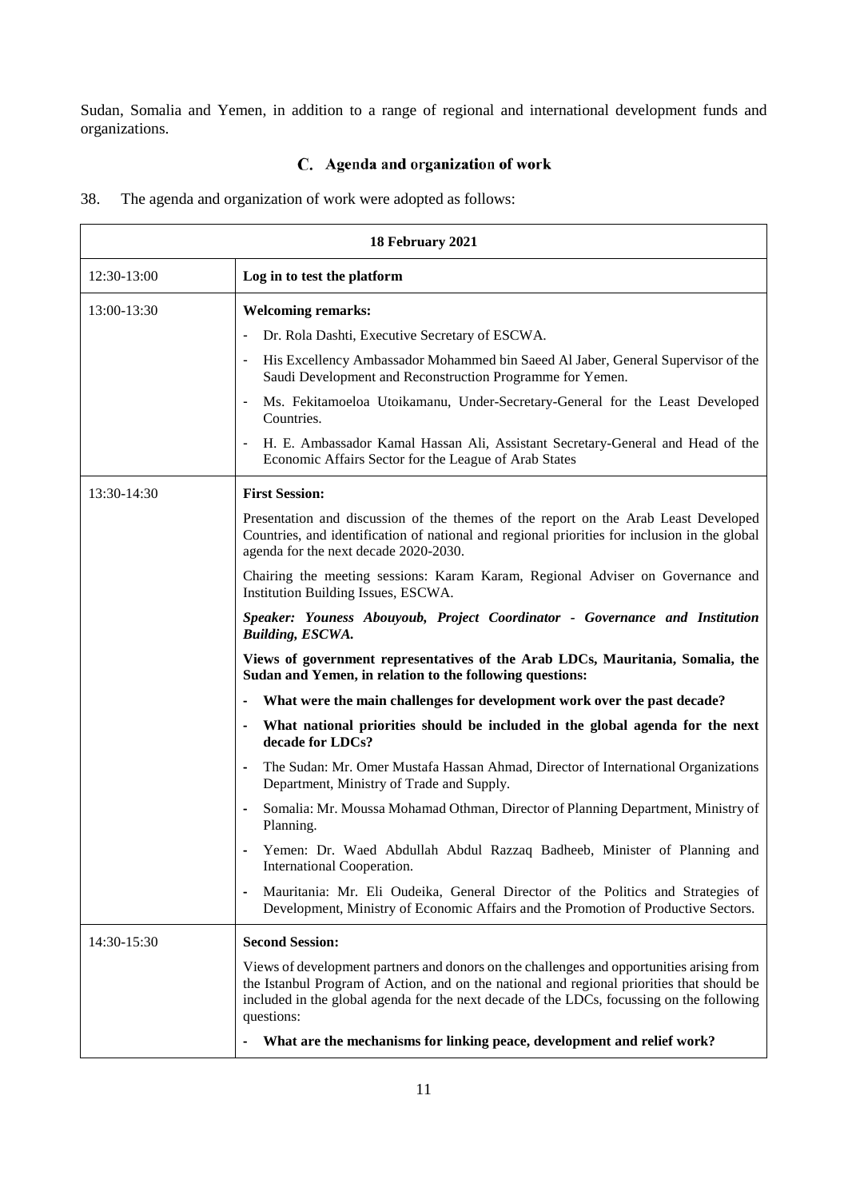Sudan, Somalia and Yemen, in addition to a range of regional and international development funds and organizations.

### C. Agenda and organization of work

38. The agenda and organization of work were adopted as follows:

| **18 February 2021** | |
|---|---|
| 12:30-13:00 | **Log in to test the platform** |
| 13:00-13:30 | **Welcoming remarks:**<br>- Dr. Rola Dashti, Executive Secretary of ESCWA.<br>- His Excellency Ambassador Mohammed bin Saeed Al Jaber, General Supervisor of the Saudi Development and Reconstruction Programme for Yemen.<br>- Ms. Fekitamoeloa Utoikamanu, Under-Secretary-General for the Least Developed Countries.<br>- H. E. Ambassador Kamal Hassan Ali, Assistant Secretary-General and Head of the Economic Affairs Sector for the League of Arab States |
| 13:30-14:30 | **First Session:**<br>Presentation and discussion of the themes of the report on the Arab Least Developed Countries, and identification of national and regional priorities for inclusion in the global agenda for the next decade 2020-2030.<br>Chairing the meeting sessions: Karam Karam, Regional Adviser on Governance and Institution Building Issues, ESCWA.<br>***Speaker: Youness Abouyoub, Project Coordinator - Governance and Institution Building, ESCWA.***<br>**Views of government representatives of the Arab LDCs, Mauritania, Somalia, the Sudan and Yemen, in relation to the following questions:**<br>- **What were the main challenges for development work over the past decade?**<br>- **What national priorities should be included in the global agenda for the next decade for LDCs?**<br>- The Sudan: Mr. Omer Mustafa Hassan Ahmad, Director of International Organizations Department, Ministry of Trade and Supply.<br>- Somalia: Mr. Moussa Mohamad Othman, Director of Planning Department, Ministry of Planning.<br>- Yemen: Dr. Waed Abdullah Abdul Razzaq Badheeb, Minister of Planning and International Cooperation.<br>- Mauritania: Mr. Eli Oudeika, General Director of the Politics and Strategies of Development, Ministry of Economic Affairs and the Promotion of Productive Sectors. |
| 14:30-15:30 | **Second Session:**<br>Views of development partners and donors on the challenges and opportunities arising from the Istanbul Program of Action, and on the national and regional priorities that should be included in the global agenda for the next decade of the LDCs, focussing on the following questions:<br>- **What are the mechanisms for linking peace, development and relief work?** |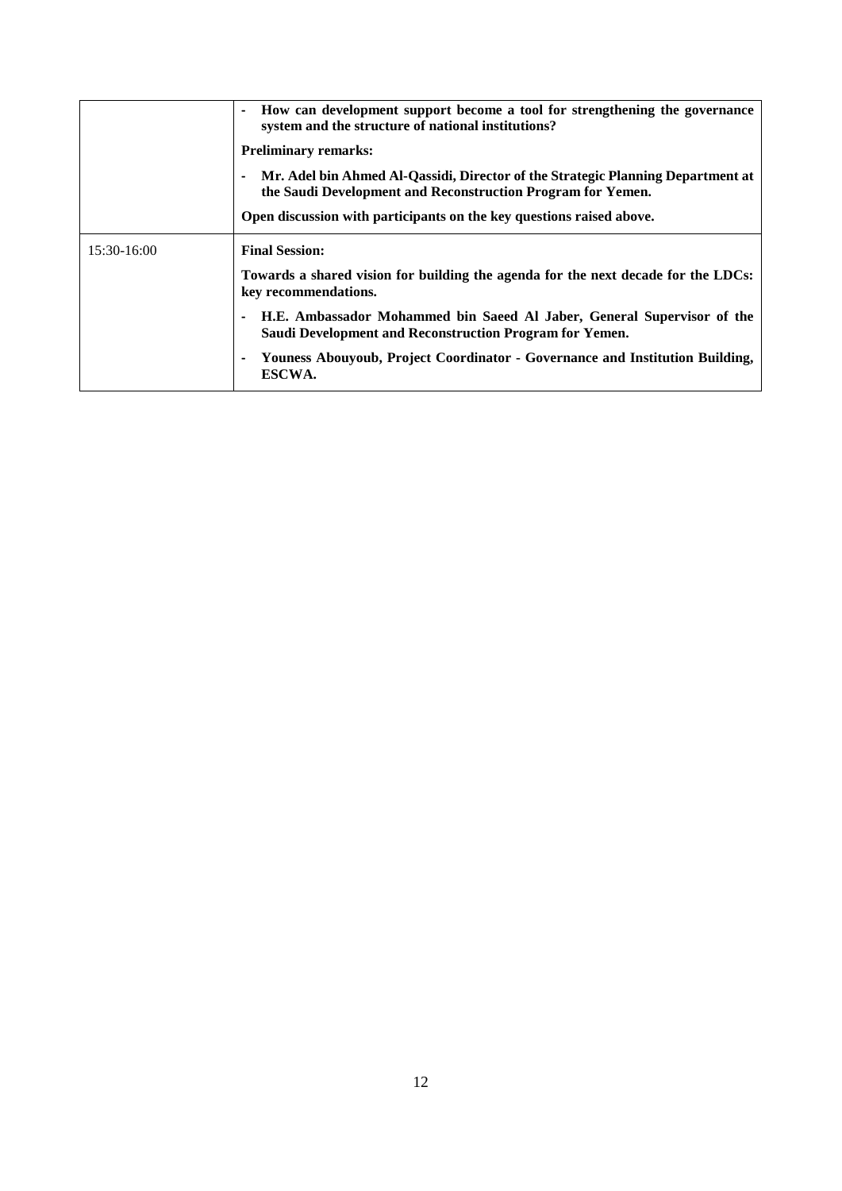| | |
|---|---|
| | - **How can development support become a tool for strengthening the governance system and the structure of national institutions?**<br><br>**Preliminary remarks:**<br><br>- **Mr. Adel bin Ahmed Al-Qassidi, Director of the Strategic Planning Department at the Saudi Development and Reconstruction Program for Yemen.**<br><br>**Open discussion with participants on the key questions raised above.** |
| 15:30-16:00 | **Final Session:**<br><br>**Towards a shared vision for building the agenda for the next decade for the LDCs: key recommendations.**<br><br>- **H.E. Ambassador Mohammed bin Saeed Al Jaber, General Supervisor of the Saudi Development and Reconstruction Program for Yemen.**<br>- **Youness Abouyoub, Project Coordinator - Governance and Institution Building, ESCWA.** |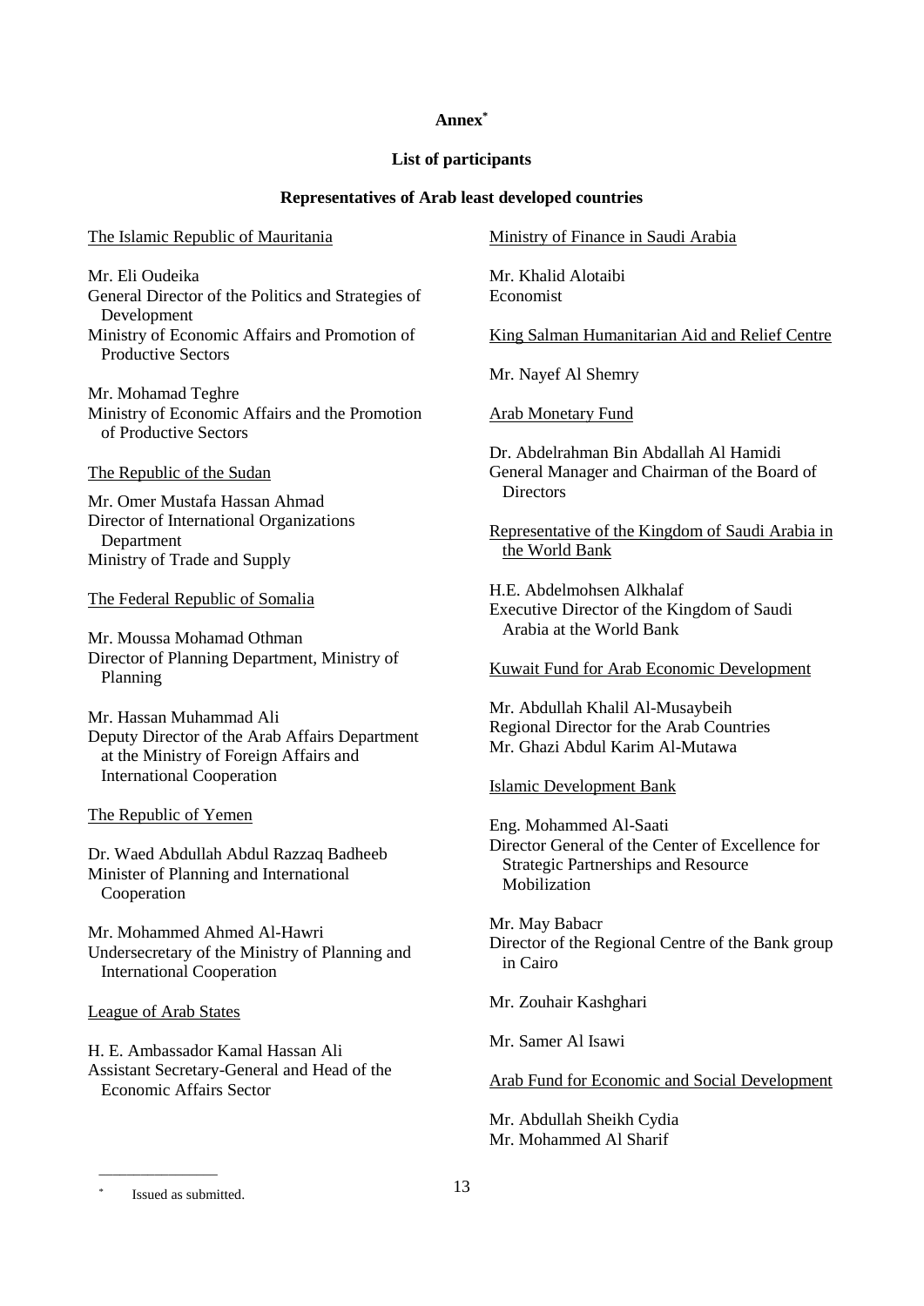# Annex[*]

## List of participants

### Representatives of Arab least developed countries

The Islamic Republic of Mauritania

Mr. Eli Oudeika
General Director of the Politics and Strategies of Development
Ministry of Economic Affairs and Promotion of Productive Sectors

Mr. Mohamad Teghre
Ministry of Economic Affairs and the Promotion of Productive Sectors

The Republic of the Sudan

Mr. Omer Mustafa Hassan Ahmad
Director of International Organizations Department
Ministry of Trade and Supply

The Federal Republic of Somalia

Mr. Moussa Mohamad Othman
Director of Planning Department, Ministry of Planning

Mr. Hassan Muhammad Ali
Deputy Director of the Arab Affairs Department at the Ministry of Foreign Affairs and International Cooperation

The Republic of Yemen

Dr. Waed Abdullah Abdul Razzaq Badheeb
Minister of Planning and International Cooperation

Mr. Mohammed Ahmed Al-Hawri
Undersecretary of the Ministry of Planning and International Cooperation

League of Arab States

H. E. Ambassador Kamal Hassan Ali
Assistant Secretary-General and Head of the Economic Affairs Sector

Ministry of Finance in Saudi Arabia

Mr. Khalid Alotaibi
Economist

King Salman Humanitarian Aid and Relief Centre

Mr. Nayef Al Shemry

Arab Monetary Fund

Dr. Abdelrahman Bin Abdallah Al Hamidi
General Manager and Chairman of the Board of Directors

Representative of the Kingdom of Saudi Arabia in the World Bank

H.E. Abdelmohsen Alkhalaf
Executive Director of the Kingdom of Saudi Arabia at the World Bank

Kuwait Fund for Arab Economic Development

Mr. Abdullah Khalil Al-Musaybeih
Regional Director for the Arab Countries
Mr. Ghazi Abdul Karim Al-Mutawa

Islamic Development Bank

Eng. Mohammed Al-Saati
Director General of the Center of Excellence for Strategic Partnerships and Resource Mobilization

Mr. May Babacr
Director of the Regional Centre of the Bank group in Cairo

Mr. Zouhair Kashghari

Mr. Samer Al Isawi

Arab Fund for Economic and Social Development

Mr. Abdullah Sheikh Cydia
Mr. Mohammed Al Sharif

---

[*] Issued as submitted.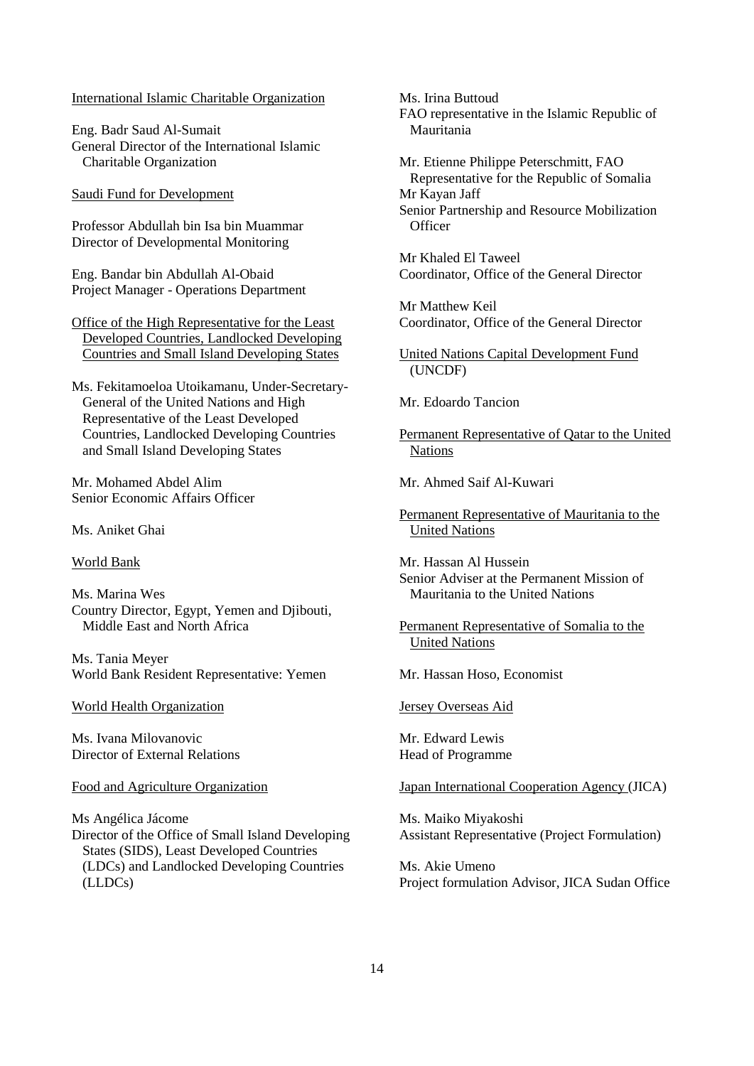<u>International Islamic Charitable Organization</u>

Eng. Badr Saud Al-Sumait
General Director of the International Islamic Charitable Organization

<u>Saudi Fund for Development</u>

Professor Abdullah bin Isa bin Muammar
Director of Developmental Monitoring

Eng. Bandar bin Abdullah Al-Obaid
Project Manager - Operations Department

<u>Office of the High Representative for the Least Developed Countries, Landlocked Developing Countries and Small Island Developing States</u>

Ms. Fekitamoeloa Utoikamanu, Under-Secretary-General of the United Nations and High Representative of the Least Developed Countries, Landlocked Developing Countries and Small Island Developing States

Mr. Mohamed Abdel Alim
Senior Economic Affairs Officer

Ms. Aniket Ghai

<u>World Bank</u>

Ms. Marina Wes
Country Director, Egypt, Yemen and Djibouti, Middle East and North Africa

Ms. Tania Meyer
World Bank Resident Representative: Yemen

<u>World Health Organization</u>

Ms. Ivana Milovanovic
Director of External Relations

<u>Food and Agriculture Organization</u>

Ms Angélica Jácome
Director of the Office of Small Island Developing States (SIDS), Least Developed Countries (LDCs) and Landlocked Developing Countries (LLDCs)

Ms. Irina Buttoud
FAO representative in the Islamic Republic of Mauritania

Mr. Etienne Philippe Peterschmitt, FAO Representative for the Republic of Somalia
Mr Kayan Jaff
Senior Partnership and Resource Mobilization Officer

Mr Khaled El Taweel
Coordinator, Office of the General Director

Mr Matthew Keil
Coordinator, Office of the General Director

<u>United Nations Capital Development Fund</u> (UNCDF)

Mr. Edoardo Tancion

<u>Permanent Representative of Qatar to the United Nations</u>

Mr. Ahmed Saif Al-Kuwari

<u>Permanent Representative of Mauritania to the United Nations</u>

Mr. Hassan Al Hussein
Senior Adviser at the Permanent Mission of Mauritania to the United Nations

<u>Permanent Representative of Somalia to the United Nations</u>

Mr. Hassan Hoso, Economist

<u>Jersey Overseas Aid</u>

Mr. Edward Lewis
Head of Programme

<u>Japan International Cooperation Agency</u> (JICA)

Ms. Maiko Miyakoshi
Assistant Representative (Project Formulation)

Ms. Akie Umeno
Project formulation Advisor, JICA Sudan Office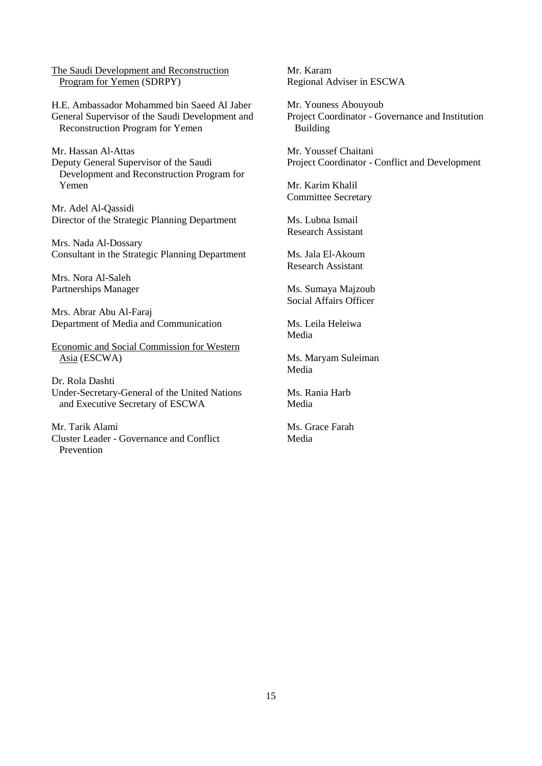<u>The Saudi Development and Reconstruction Program for Yemen</u> (SDRPY)

H.E. Ambassador Mohammed bin Saeed Al Jaber
General Supervisor of the Saudi Development and Reconstruction Program for Yemen

Mr. Hassan Al-Attas
Deputy General Supervisor of the Saudi Development and Reconstruction Program for Yemen

Mr. Adel Al-Qassidi
Director of the Strategic Planning Department

Mrs. Nada Al-Dossary
Consultant in the Strategic Planning Department

Mrs. Nora Al-Saleh
Partnerships Manager

Mrs. Abrar Abu Al-Faraj
Department of Media and Communication

<u>Economic and Social Commission for Western Asia</u> (ESCWA)

Dr. Rola Dashti
Under-Secretary-General of the United Nations and Executive Secretary of ESCWA

Mr. Tarik Alami
Cluster Leader - Governance and Conflict Prevention

Mr. Karam
Regional Adviser in ESCWA

Mr. Youness Abouyoub
Project Coordinator - Governance and Institution Building

Mr. Youssef Chaitani
Project Coordinator - Conflict and Development

Mr. Karim Khalil
Committee Secretary

Ms. Lubna Ismail
Research Assistant

Ms. Jala El-Akoum
Research Assistant

Ms. Sumaya Majzoub
Social Affairs Officer

Ms. Leila Heleiwa
Media

Ms. Maryam Suleiman
Media

Ms. Rania Harb
Media

Ms. Grace Farah
Media